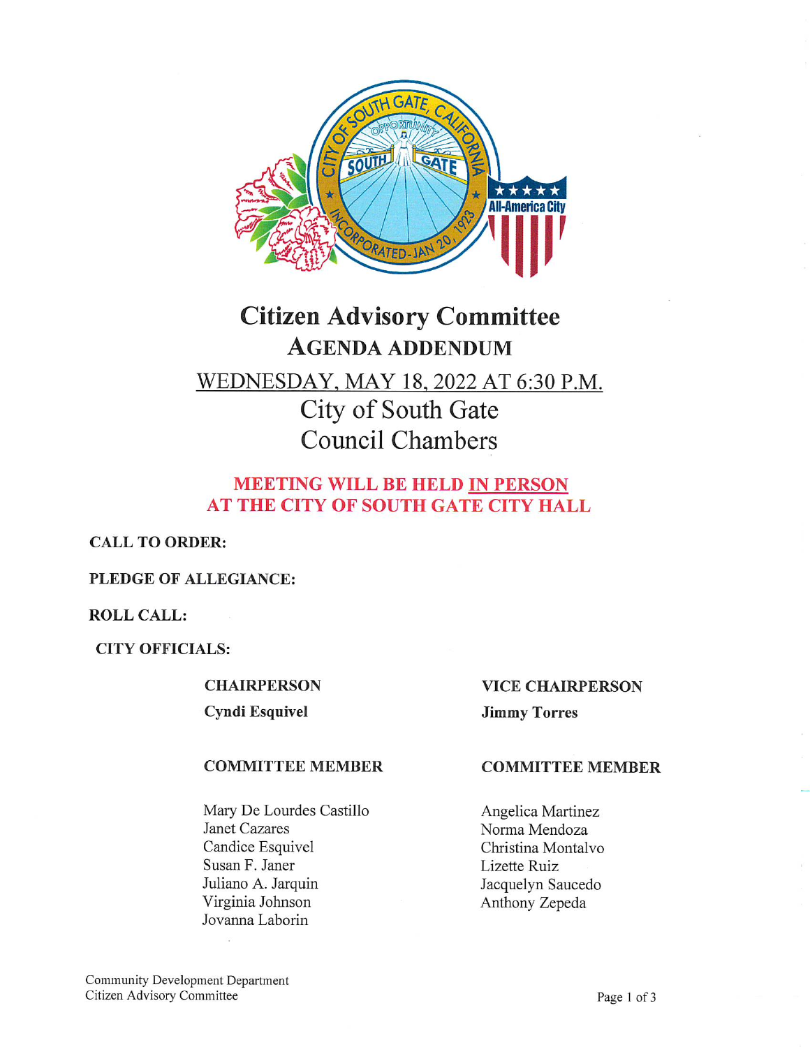# Citizen Advisory Committee

## AGENDA ADDENDUM

WEDNESDAY, MAY 18, 2022 AT 6:30 P.M.

City of South Gate

Council Chambers

**MEETING WILL BE HELD IN PERSON AT THE CITY OF SOUTH GATE CITY HALL**

**CALL TO ORDER:**

**PLEDGE OF ALLEGIANCE:**

**ROLL CALL:**

**CITY OFFICIALS:**

**CHAIRPERSON**
**Cyndi Esquivel**

**VICE CHAIRPERSON**
**Jimmy Torres**

**COMMITTEE MEMBER**

Mary De Lourdes Castillo
Janet Cazares
Candice Esquivel
Susan F. Janer
Juliano A. Jarquin
Virginia Johnson
Jovanna Laborin

**COMMITTEE MEMBER**

Angelica Martinez
Norma Mendoza
Christina Montalvo
Lizette Ruiz
Jacquelyn Saucedo
Anthony Zepeda

Community Development Department
Citizen Advisory Committee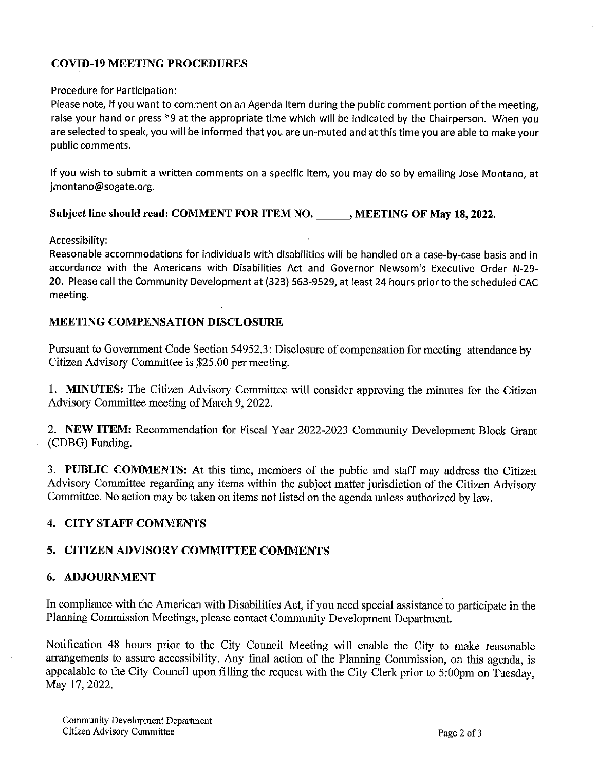## COVID-19 MEETING PROCEDURES

Procedure for Participation:

Please note, if you want to comment on an Agenda Item during the public comment portion of the meeting, raise your hand or press *9 at the appropriate time which will be indicated by the Chairperson. When you are selected to speak, you will be informed that you are un-muted and at this time you are able to make your public comments.

If you wish to submit a written comments on a specific item, you may do so by emailing Jose Montano, at jmontano@sogate.org.

**Subject line should read: COMMENT FOR ITEM NO. ______, MEETING OF May 18, 2022.**

Accessibility:

Reasonable accommodations for individuals with disabilities will be handled on a case-by-case basis and in accordance with the Americans with Disabilities Act and Governor Newsom's Executive Order N-29-20. Please call the Community Development at (323) 563-9529, at least 24 hours prior to the scheduled CAC meeting.

## MEETING COMPENSATION DISCLOSURE

Pursuant to Government Code Section 54952.3: Disclosure of compensation for meeting attendance by Citizen Advisory Committee is $25.00 per meeting.

1. **MINUTES:** The Citizen Advisory Committee will consider approving the minutes for the Citizen Advisory Committee meeting of March 9, 2022.

2. **NEW ITEM:** Recommendation for Fiscal Year 2022-2023 Community Development Block Grant (CDBG) Funding.

3. **PUBLIC COMMENTS:** At this time, members of the public and staff may address the Citizen Advisory Committee regarding any items within the subject matter jurisdiction of the Citizen Advisory Committee. No action may be taken on items not listed on the agenda unless authorized by law.

## 4. CITY STAFF COMMENTS

## 5. CITIZEN ADVISORY COMMITTEE COMMENTS

## 6. ADJOURNMENT

In compliance with the American with Disabilities Act, if you need special assistance to participate in the Planning Commission Meetings, please contact Community Development Department.

Notification 48 hours prior to the City Council Meeting will enable the City to make reasonable arrangements to assure accessibility. Any final action of the Planning Commission, on this agenda, is appealable to the City Council upon filling the request with the City Clerk prior to 5:00pm on Tuesday, May 17, 2022.

Community Development Department
Citizen Advisory Committee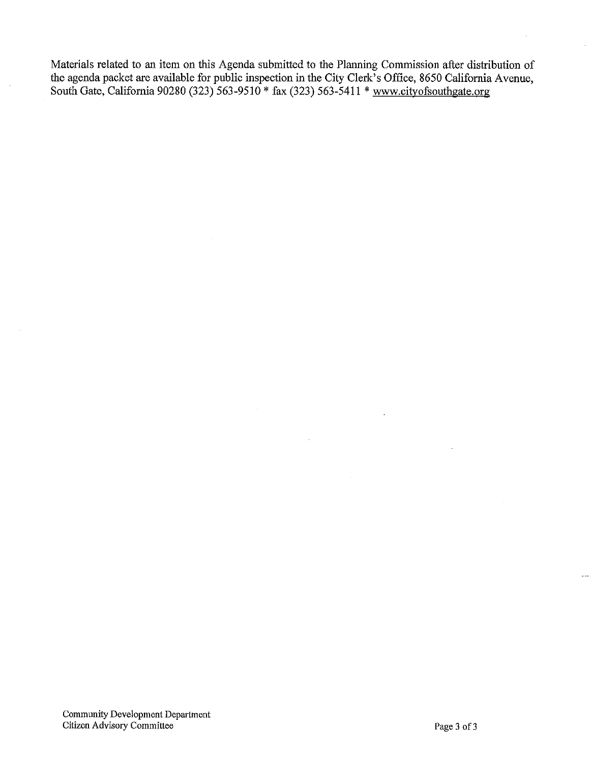Materials related to an item on this Agenda submitted to the Planning Commission after distribution of the agenda packet are available for public inspection in the City Clerk's Office, 8650 California Avenue, South Gate, California 90280 (323) 563-9510 * fax (323) 563-5411 * www.cityofsouthgate.org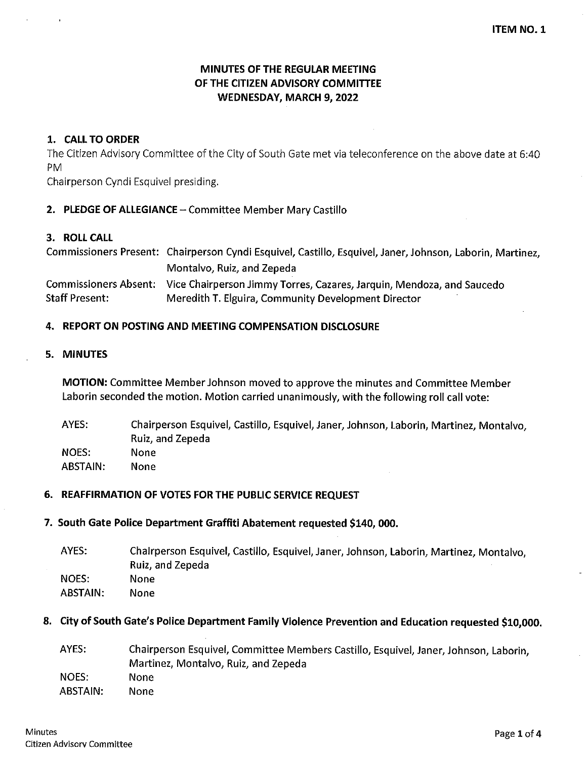**ITEM NO. 1**

# MINUTES OF THE REGULAR MEETING OF THE CITIZEN ADVISORY COMMITTEE WEDNESDAY, MARCH 9, 2022

## 1. CALL TO ORDER

The Citizen Advisory Committee of the City of South Gate met via teleconference on the above date at 6:40 PM

Chairperson Cyndi Esquivel presiding.

## 2. PLEDGE OF ALLEGIANCE – Committee Member Mary Castillo

## 3. ROLL CALL

| | |
|---|---|
| Commissioners Present: | Chairperson Cyndi Esquivel, Castillo, Esquivel, Janer, Johnson, Laborin, Martinez, Montalvo, Ruiz, and Zepeda |
| Commissioners Absent: | Vice Chairperson Jimmy Torres, Cazares, Jarquin, Mendoza, and Saucedo |
| Staff Present: | Meredith T. Elguira, Community Development Director |

## 4. REPORT ON POSTING AND MEETING COMPENSATION DISCLOSURE

## 5. MINUTES

**MOTION:** Committee Member Johnson moved to approve the minutes and Committee Member Laborin seconded the motion. Motion carried unanimously, with the following roll call vote:

| | |
|---|---|
| AYES: | Chairperson Esquivel, Castillo, Esquivel, Janer, Johnson, Laborin, Martinez, Montalvo, Ruiz, and Zepeda |
| NOES: | None |
| ABSTAIN: | None |

## 6. REAFFIRMATION OF VOTES FOR THE PUBLIC SERVICE REQUEST

## 7. South Gate Police Department Graffiti Abatement requested $140, 000.

| | |
|---|---|
| AYES: | Chairperson Esquivel, Castillo, Esquivel, Janer, Johnson, Laborin, Martinez, Montalvo, Ruiz, and Zepeda |
| NOES: | None |
| ABSTAIN: | None |

## 8. City of South Gate's Police Department Family Violence Prevention and Education requested $10,000.

| | |
|---|---|
| AYES: | Chairperson Esquivel, Committee Members Castillo, Esquivel, Janer, Johnson, Laborin, Martinez, Montalvo, Ruiz, and Zepeda |
| NOES: | None |
| ABSTAIN: | None |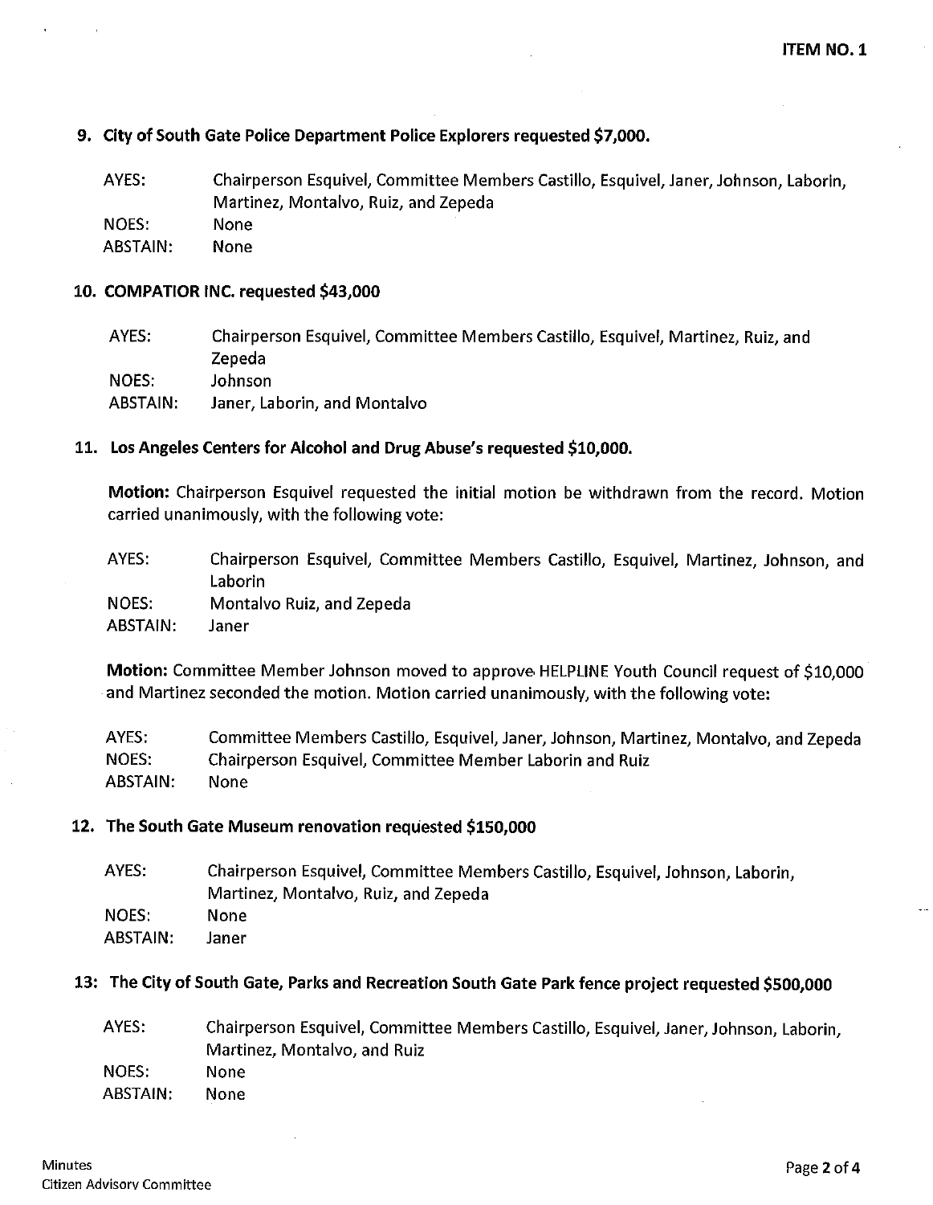**ITEM NO. 1**

**9. City of South Gate Police Department Police Explorers requested $7,000.**

| | |
|---|---|
| AYES: | Chairperson Esquivel, Committee Members Castillo, Esquivel, Janer, Johnson, Laborin, Martinez, Montalvo, Ruiz, and Zepeda |
| NOES: | None |
| ABSTAIN: | None |

**10. COMPATIOR INC. requested $43,000**

| | |
|---|---|
| AYES: | Chairperson Esquivel, Committee Members Castillo, Esquivel, Martinez, Ruiz, and Zepeda |
| NOES: | Johnson |
| ABSTAIN: | Janer, Laborin, and Montalvo |

**11. Los Angeles Centers for Alcohol and Drug Abuse's requested $10,000.**

**Motion:** Chairperson Esquivel requested the initial motion be withdrawn from the record. Motion carried unanimously, with the following vote:

| | |
|---|---|
| AYES: | Chairperson Esquivel, Committee Members Castillo, Esquivel, Martinez, Johnson, and Laborin |
| NOES: | Montalvo Ruiz, and Zepeda |
| ABSTAIN: | Janer |

**Motion:** Committee Member Johnson moved to approve HELPLINE Youth Council request of $10,000 and Martinez seconded the motion. Motion carried unanimously, with the following vote:

| | |
|---|---|
| AYES: | Committee Members Castillo, Esquivel, Janer, Johnson, Martinez, Montalvo, and Zepeda |
| NOES: | Chairperson Esquivel, Committee Member Laborin and Ruiz |
| ABSTAIN: | None |

**12. The South Gate Museum renovation requested $150,000**

| | |
|---|---|
| AYES: | Chairperson Esquivel, Committee Members Castillo, Esquivel, Johnson, Laborin, Martinez, Montalvo, Ruiz, and Zepeda |
| NOES: | None |
| ABSTAIN: | Janer |

**13: The City of South Gate, Parks and Recreation South Gate Park fence project requested $500,000**

| | |
|---|---|
| AYES: | Chairperson Esquivel, Committee Members Castillo, Esquivel, Janer, Johnson, Laborin, Martinez, Montalvo, and Ruiz |
| NOES: | None |
| ABSTAIN: | None |

Minutes
Citizen Advisory Committee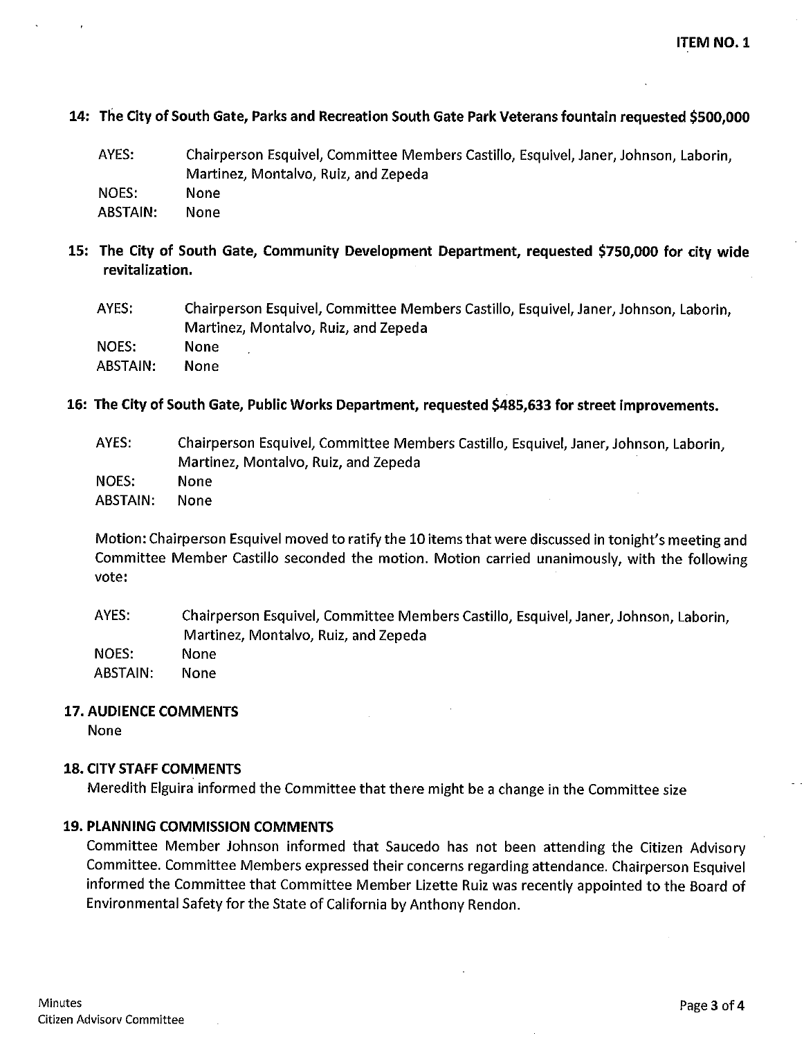**ITEM NO. 1**

**14: The City of South Gate, Parks and Recreation South Gate Park Veterans fountain requested $500,000**

AYES: Chairperson Esquivel, Committee Members Castillo, Esquivel, Janer, Johnson, Laborin, Martinez, Montalvo, Ruiz, and Zepeda
NOES: None
ABSTAIN: None

**15: The City of South Gate, Community Development Department, requested $750,000 for city wide revitalization.**

AYES: Chairperson Esquivel, Committee Members Castillo, Esquivel, Janer, Johnson, Laborin, Martinez, Montalvo, Ruiz, and Zepeda
NOES: None
ABSTAIN: None

**16: The City of South Gate, Public Works Department, requested $485,633 for street improvements.**

AYES: Chairperson Esquivel, Committee Members Castillo, Esquivel, Janer, Johnson, Laborin, Martinez, Montalvo, Ruiz, and Zepeda
NOES: None
ABSTAIN: None

Motion: Chairperson Esquivel moved to ratify the 10 items that were discussed in tonight's meeting and Committee Member Castillo seconded the motion. Motion carried unanimously, with the following vote:

AYES: Chairperson Esquivel, Committee Members Castillo, Esquivel, Janer, Johnson, Laborin, Martinez, Montalvo, Ruiz, and Zepeda
NOES: None
ABSTAIN: None

**17. AUDIENCE COMMENTS**
None

**18. CITY STAFF COMMENTS**
Meredith Elguira informed the Committee that there might be a change in the Committee size

**19. PLANNING COMMISSION COMMENTS**
Committee Member Johnson informed that Saucedo has not been attending the Citizen Advisory Committee. Committee Members expressed their concerns regarding attendance. Chairperson Esquivel informed the Committee that Committee Member Lizette Ruiz was recently appointed to the Board of Environmental Safety for the State of California by Anthony Rendon.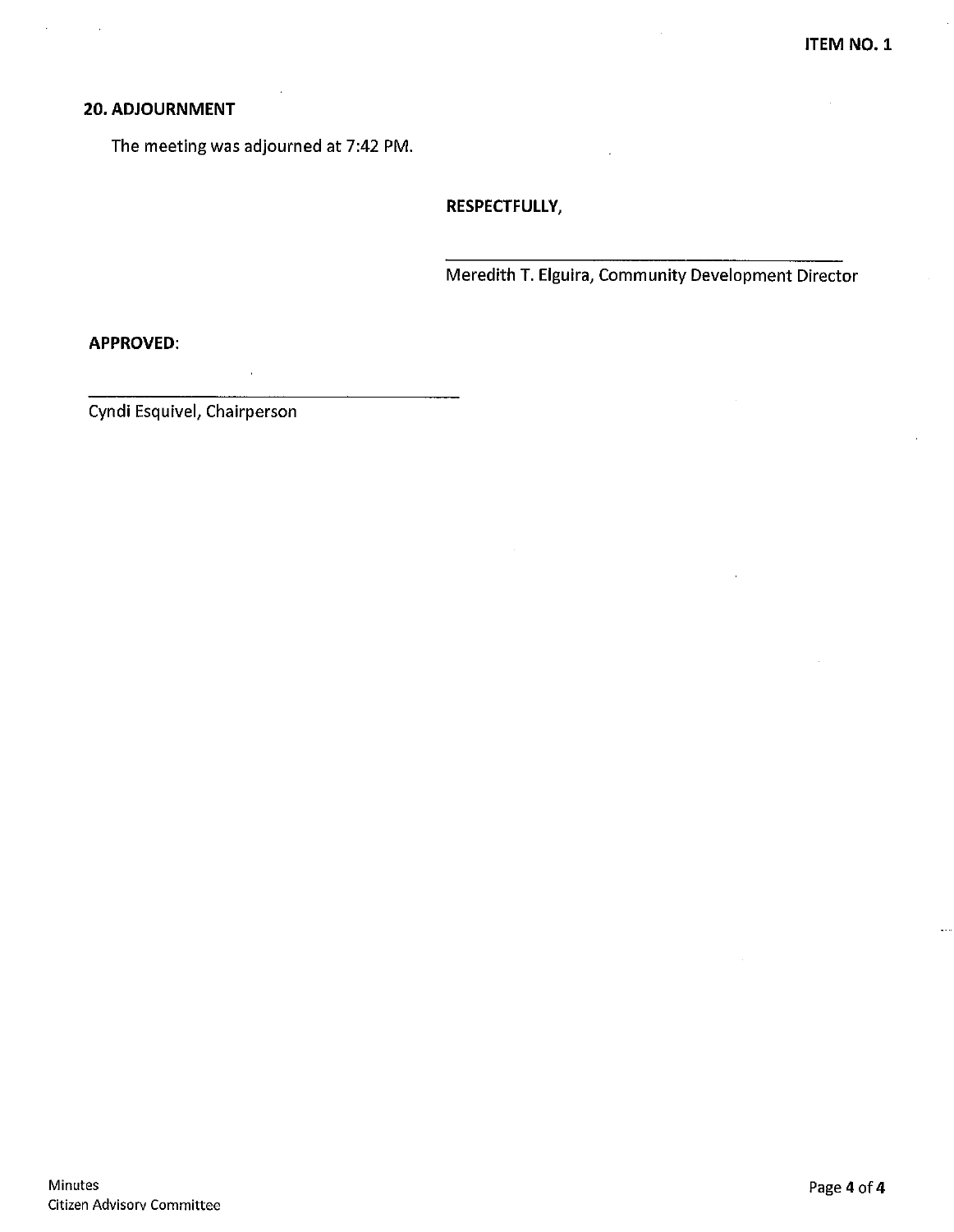## 20. ADJOURNMENT

The meeting was adjourned at 7:42 PM.

**RESPECTFULLY,**

\_\_\_\_\_\_\_\_\_\_\_\_\_\_\_\_\_\_\_\_\_\_\_\_\_\_\_\_\_\_\_\_\_\_\_\_\_\_\_\_
Meredith T. Elguira, Community Development Director

**APPROVED:**

\_\_\_\_\_\_\_\_\_\_\_\_\_\_\_\_\_\_\_\_\_\_\_\_\_\_\_\_\_\_\_\_\_\_\_\_\_\_\_\_
Cyndi Esquivel, Chairperson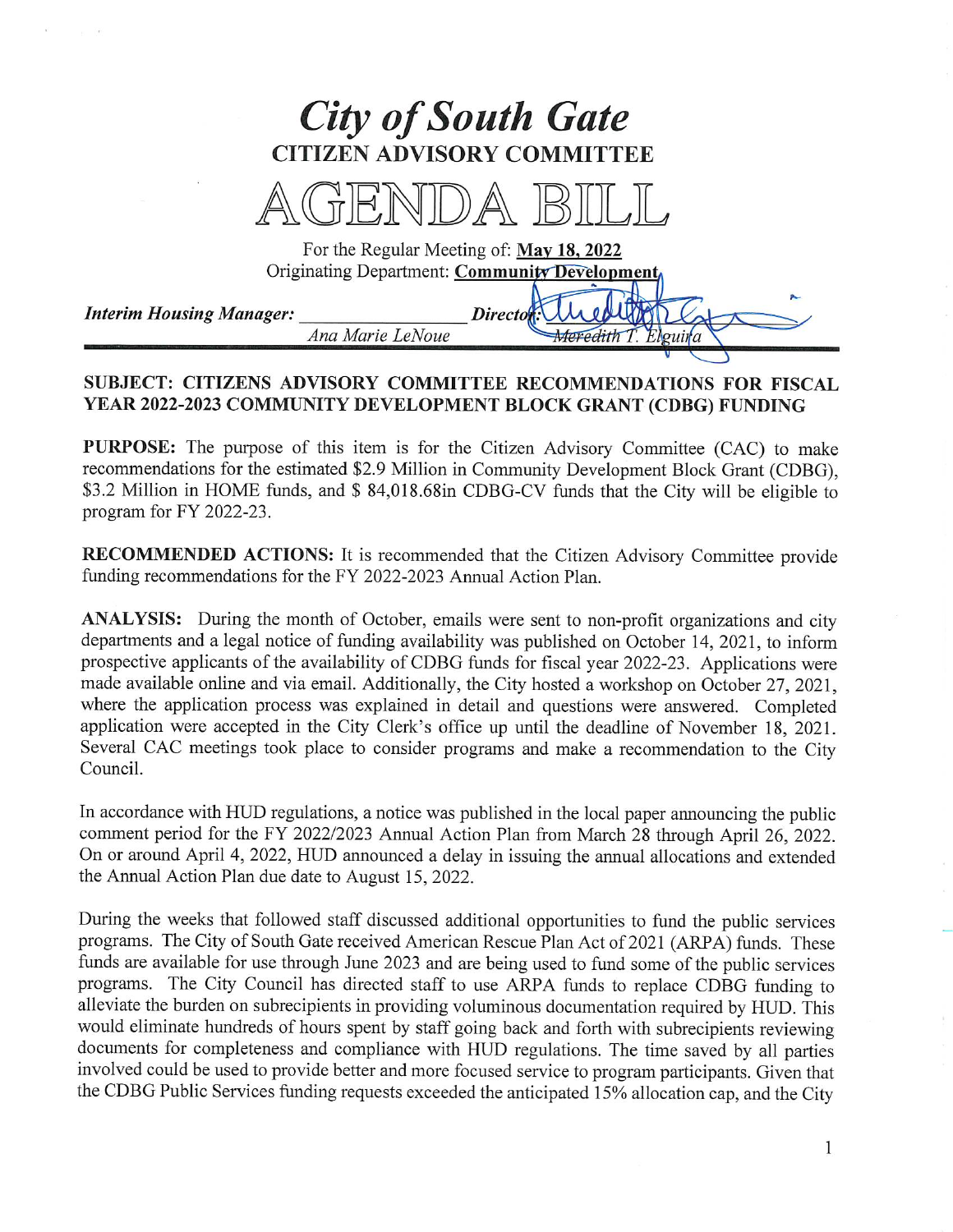# *City of South Gate*

## CITIZEN ADVISORY COMMITTEE

# AGENDA BILL

For the Regular Meeting of: **May 18, 2022**
Originating Department: **Community Development**

***Interim Housing Manager:*** ________________ *Ana Marie LeNoue* **Director:** ________________ *Meredith T. Elguira*

---

**SUBJECT: CITIZENS ADVISORY COMMITTEE RECOMMENDATIONS FOR FISCAL YEAR 2022-2023 COMMUNITY DEVELOPMENT BLOCK GRANT (CDBG) FUNDING**

**PURPOSE:** The purpose of this item is for the Citizen Advisory Committee (CAC) to make recommendations for the estimated $2.9 Million in Community Development Block Grant (CDBG), $3.2 Million in HOME funds, and $ 84,018.68in CDBG-CV funds that the City will be eligible to program for FY 2022-23.

**RECOMMENDED ACTIONS:** It is recommended that the Citizen Advisory Committee provide funding recommendations for the FY 2022-2023 Annual Action Plan.

**ANALYSIS:** During the month of October, emails were sent to non-profit organizations and city departments and a legal notice of funding availability was published on October 14, 2021, to inform prospective applicants of the availability of CDBG funds for fiscal year 2022-23. Applications were made available online and via email. Additionally, the City hosted a workshop on October 27, 2021, where the application process was explained in detail and questions were answered. Completed application were accepted in the City Clerk's office up until the deadline of November 18, 2021. Several CAC meetings took place to consider programs and make a recommendation to the City Council.

In accordance with HUD regulations, a notice was published in the local paper announcing the public comment period for the FY 2022/2023 Annual Action Plan from March 28 through April 26, 2022. On or around April 4, 2022, HUD announced a delay in issuing the annual allocations and extended the Annual Action Plan due date to August 15, 2022.

During the weeks that followed staff discussed additional opportunities to fund the public services programs. The City of South Gate received American Rescue Plan Act of 2021 (ARPA) funds. These funds are available for use through June 2023 and are being used to fund some of the public services programs. The City Council has directed staff to use ARPA funds to replace CDBG funding to alleviate the burden on subrecipients in providing voluminous documentation required by HUD. This would eliminate hundreds of hours spent by staff going back and forth with subrecipients reviewing documents for completeness and compliance with HUD regulations. The time saved by all parties involved could be used to provide better and more focused service to program participants. Given that the CDBG Public Services funding requests exceeded the anticipated 15% allocation cap, and the City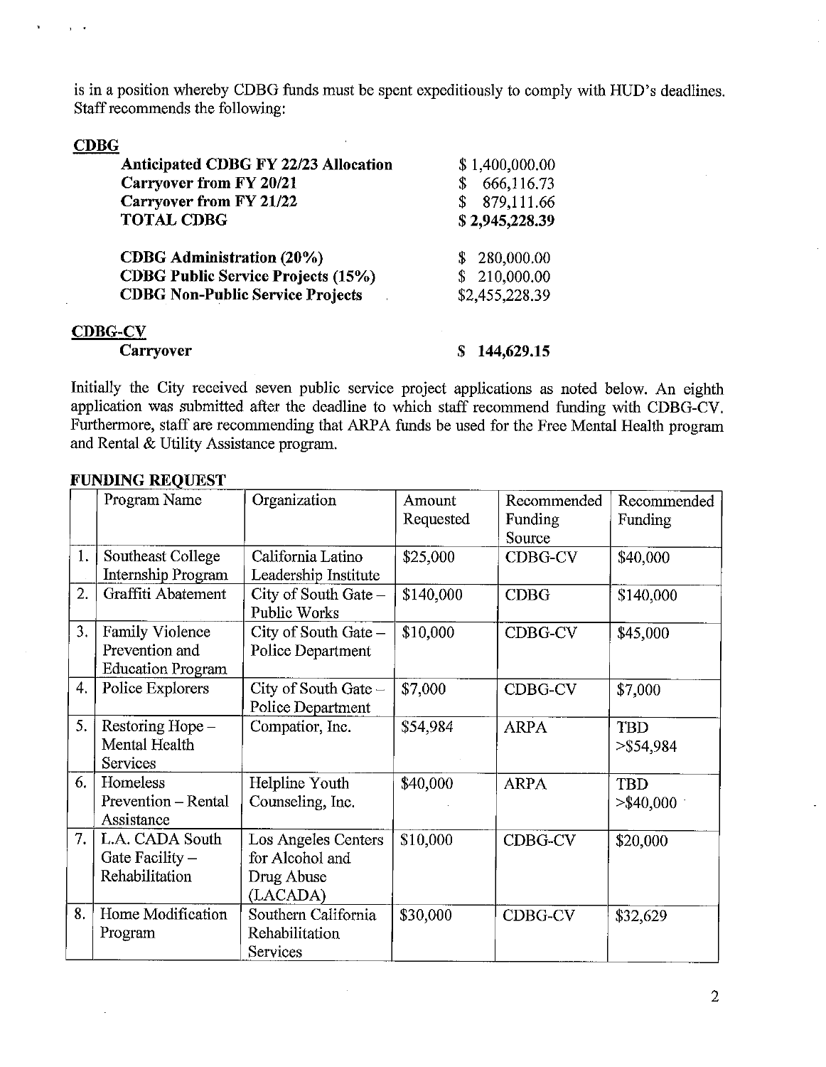is in a position whereby CDBG funds must be spent expeditiously to comply with HUD's deadlines. Staff recommends the following:

**CDBG**

| | |
|---|---|
| **Anticipated CDBG FY 22/23 Allocation** | $ 1,400,000.00 |
| **Carryover from FY 20/21** | $ 666,116.73 |
| **Carryover from FY 21/22** | $ 879,111.66 |
| **TOTAL CDBG** | **$ 2,945,228.39** |
| | |
| **CDBG Administration (20%)** | $ 280,000.00 |
| **CDBG Public Service Projects (15%)** | $ 210,000.00 |
| **CDBG Non-Public Service Projects** | $2,455,228.39 |

**CDBG-CV**

| | |
|---|---|
| **Carryover** | **$ 144,629.15** |

Initially the City received seven public service project applications as noted below. An eighth application was submitted after the deadline to which staff recommend funding with CDBG-CV. Furthermore, staff are recommending that ARPA funds be used for the Free Mental Health program and Rental & Utility Assistance program.

**FUNDING REQUEST**

| | Program Name | Organization | Amount Requested | Recommended Funding Source | Recommended Funding |
|---|---|---|---|---|---|
| 1. | Southeast College Internship Program | California Latino Leadership Institute | $25,000 | CDBG-CV | $40,000 |
| 2. | Graffiti Abatement | City of South Gate – Public Works | $140,000 | CDBG | $140,000 |
| 3. | Family Violence Prevention and Education Program | City of South Gate – Police Department | $10,000 | CDBG-CV | $45,000 |
| 4. | Police Explorers | City of South Gate – Police Department | $7,000 | CDBG-CV | $7,000 |
| 5. | Restoring Hope – Mental Health Services | Compatior, Inc. | $54,984 | ARPA | TBD >$54,984 |
| 6. | Homeless Prevention – Rental Assistance | Helpline Youth Counseling, Inc. | $40,000 | ARPA | TBD >$40,000 |
| 7. | L.A. CADA South Gate Facility – Rehabilitation | Los Angeles Centers for Alcohol and Drug Abuse (LACADA) | $10,000 | CDBG-CV | $20,000 |
| 8. | Home Modification Program | Southern California Rehabilitation Services | $30,000 | CDBG-CV | $32,629 |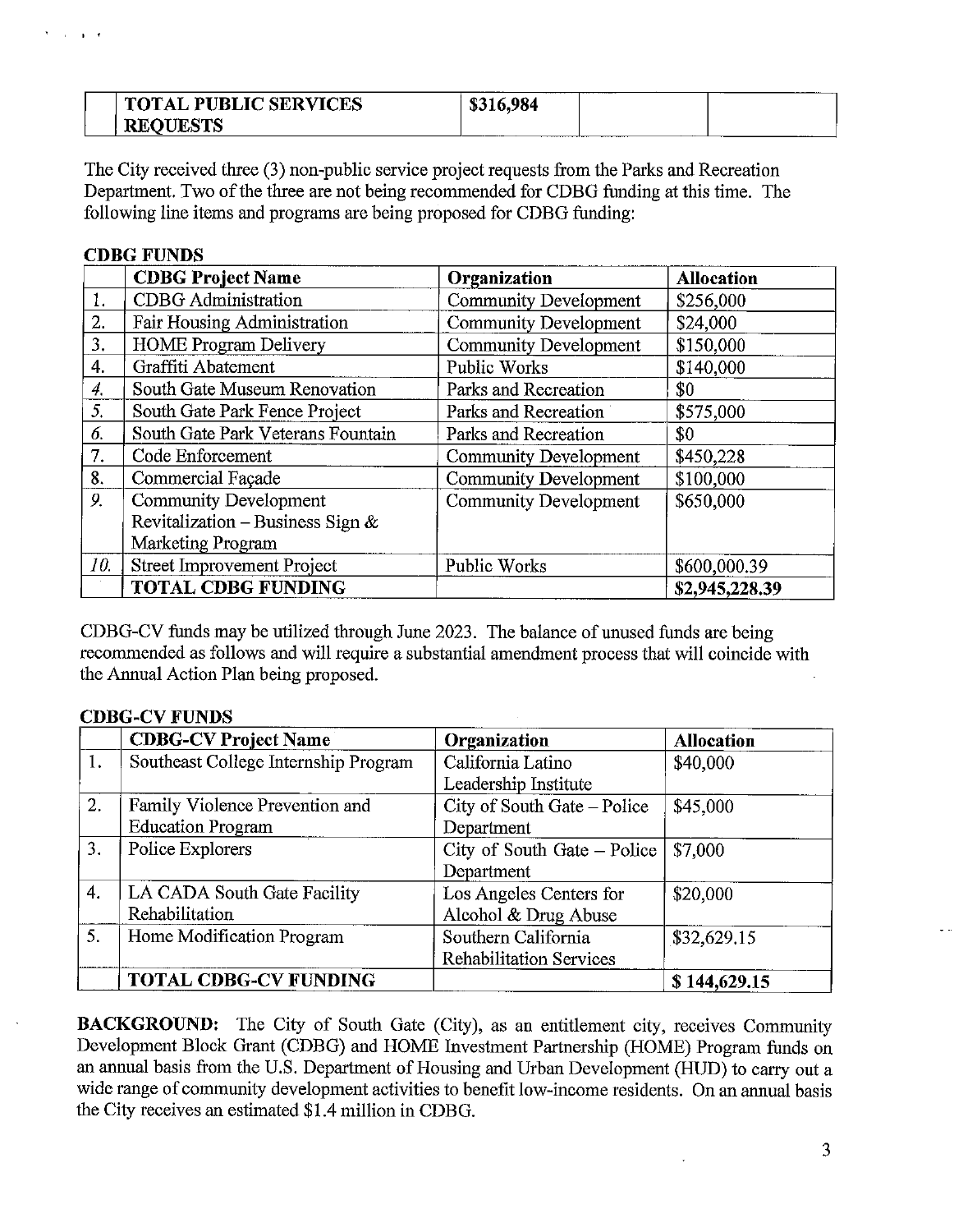| | TOTAL PUBLIC SERVICES REQUESTS | $316,984 | | |
|---|---|---|---|---|

The City received three (3) non-public service project requests from the Parks and Recreation Department. Two of the three are not being recommended for CDBG funding at this time. The following line items and programs are being proposed for CDBG funding:

**CDBG FUNDS**

| | CDBG Project Name | Organization | Allocation |
|---|---|---|---|
| 1. | CDBG Administration | Community Development | $256,000 |
| 2. | Fair Housing Administration | Community Development | $24,000 |
| 3. | HOME Program Delivery | Community Development | $150,000 |
| 4. | Graffiti Abatement | Public Works | $140,000 |
| *4.* | South Gate Museum Renovation | Parks and Recreation | $0 |
| *5.* | South Gate Park Fence Project | Parks and Recreation | $575,000 |
| *6.* | South Gate Park Veterans Fountain | Parks and Recreation | $0 |
| 7. | Code Enforcement | Community Development | $450,228 |
| 8. | Commercial Façade | Community Development | $100,000 |
| *9.* | Community Development Revitalization – Business Sign & Marketing Program | Community Development | $650,000 |
| *10.* | Street Improvement Project | Public Works | $600,000.39 |
| | **TOTAL CDBG FUNDING** | | **$2,945,228.39** |

CDBG-CV funds may be utilized through June 2023. The balance of unused funds are being recommended as follows and will require a substantial amendment process that will coincide with the Annual Action Plan being proposed.

**CDBG-CV FUNDS**

| | CDBG-CV Project Name | Organization | Allocation |
|---|---|---|---|
| 1. | Southeast College Internship Program | California Latino Leadership Institute | $40,000 |
| 2. | Family Violence Prevention and Education Program | City of South Gate – Police Department | $45,000 |
| 3. | Police Explorers | City of South Gate – Police Department | $7,000 |
| 4. | LA CADA South Gate Facility Rehabilitation | Los Angeles Centers for Alcohol & Drug Abuse | $20,000 |
| 5. | Home Modification Program | Southern California Rehabilitation Services | $32,629.15 |
| | **TOTAL CDBG-CV FUNDING** | | **$ 144,629.15** |

**BACKGROUND:** The City of South Gate (City), as an entitlement city, receives Community Development Block Grant (CDBG) and HOME Investment Partnership (HOME) Program funds on an annual basis from the U.S. Department of Housing and Urban Development (HUD) to carry out a wide range of community development activities to benefit low-income residents. On an annual basis the City receives an estimated $1.4 million in CDBG.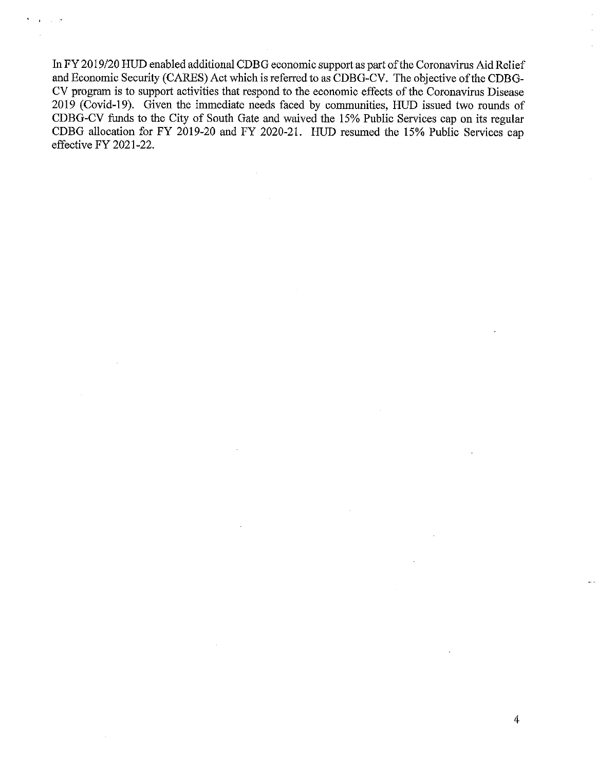In FY 2019/20 HUD enabled additional CDBG economic support as part of the Coronavirus Aid Relief and Economic Security (CARES) Act which is referred to as CDBG-CV. The objective of the CDBG-CV program is to support activities that respond to the economic effects of the Coronavirus Disease 2019 (Covid-19). Given the immediate needs faced by communities, HUD issued two rounds of CDBG-CV funds to the City of South Gate and waived the 15% Public Services cap on its regular CDBG allocation for FY 2019-20 and FY 2020-21. HUD resumed the 15% Public Services cap effective FY 2021-22.